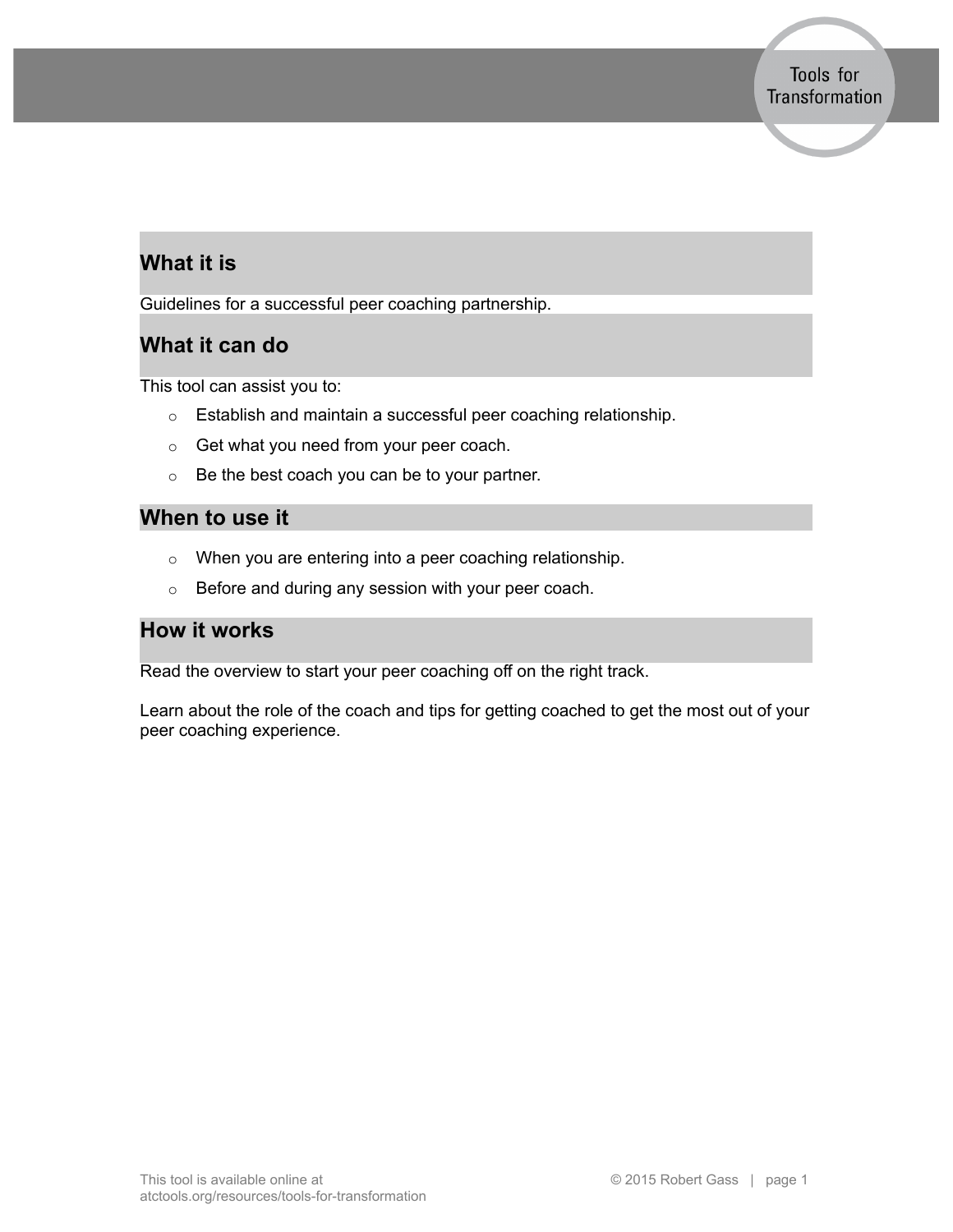Tools for Transformation

## What it is

Guidelines for a successful peer coaching partnership.

## What it can do

This tool can assist you to:

- Establish and maintain a successful peer coaching relationship.
- Get what you need from your peer coach.
- Be the best coach you can be to your partner.

## When to use it

- When you are entering into a peer coaching relationship.
- Before and during any session with your peer coach.

## How it works

Read the overview to start your peer coaching off on the right track.

Learn about the role of the coach and tips for getting coached to get the most out of your peer coaching experience.

This tool is available online at atctools.org/resources/tools-for-transformation

© 2015 Robert Gass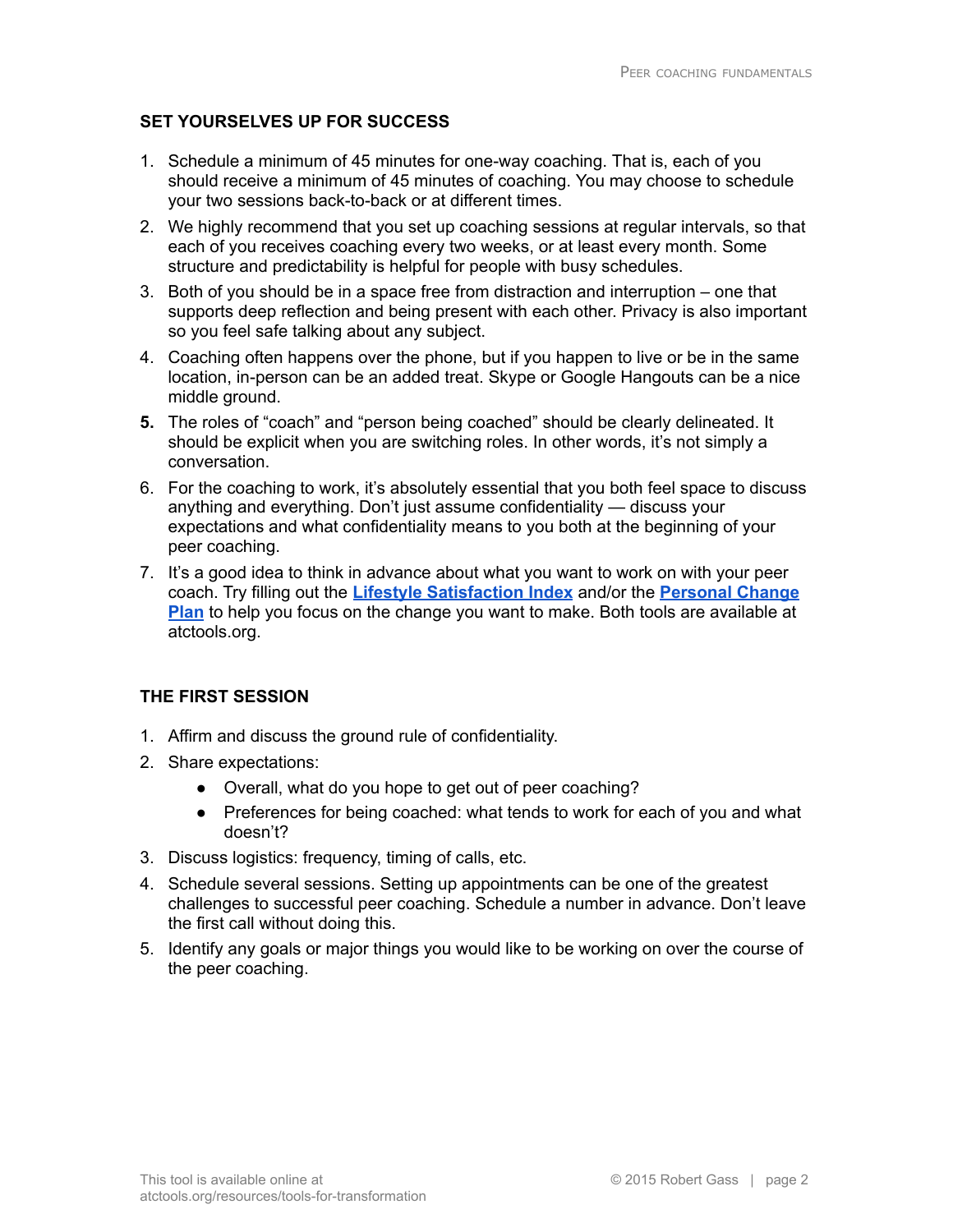## SET YOURSELVES UP FOR SUCCESS

1. Schedule a minimum of 45 minutes for one-way coaching. That is, each of you should receive a minimum of 45 minutes of coaching. You may choose to schedule your two sessions back-to-back or at different times.
2. We highly recommend that you set up coaching sessions at regular intervals, so that each of you receives coaching every two weeks, or at least every month. Some structure and predictability is helpful for people with busy schedules.
3. Both of you should be in a space free from distraction and interruption – one that supports deep reflection and being present with each other. Privacy is also important so you feel safe talking about any subject.
4. Coaching often happens over the phone, but if you happen to live or be in the same location, in-person can be an added treat. Skype or Google Hangouts can be a nice middle ground.
5. The roles of "coach" and "person being coached" should be clearly delineated. It should be explicit when you are switching roles. In other words, it's not simply a conversation.
6. For the coaching to work, it's absolutely essential that you both feel space to discuss anything and everything. Don't just assume confidentiality — discuss your expectations and what confidentiality means to you both at the beginning of your peer coaching.
7. It's a good idea to think in advance about what you want to work on with your peer coach. Try filling out the **Lifestyle Satisfaction Index** and/or the **Personal Change Plan** to help you focus on the change you want to make. Both tools are available at atctools.org.

## THE FIRST SESSION

1. Affirm and discuss the ground rule of confidentiality.
2. Share expectations:
   - Overall, what do you hope to get out of peer coaching?
   - Preferences for being coached: what tends to work for each of you and what doesn't?
3. Discuss logistics: frequency, timing of calls, etc.
4. Schedule several sessions. Setting up appointments can be one of the greatest challenges to successful peer coaching. Schedule a number in advance. Don't leave the first call without doing this.
5. Identify any goals or major things you would like to be working on over the course of the peer coaching.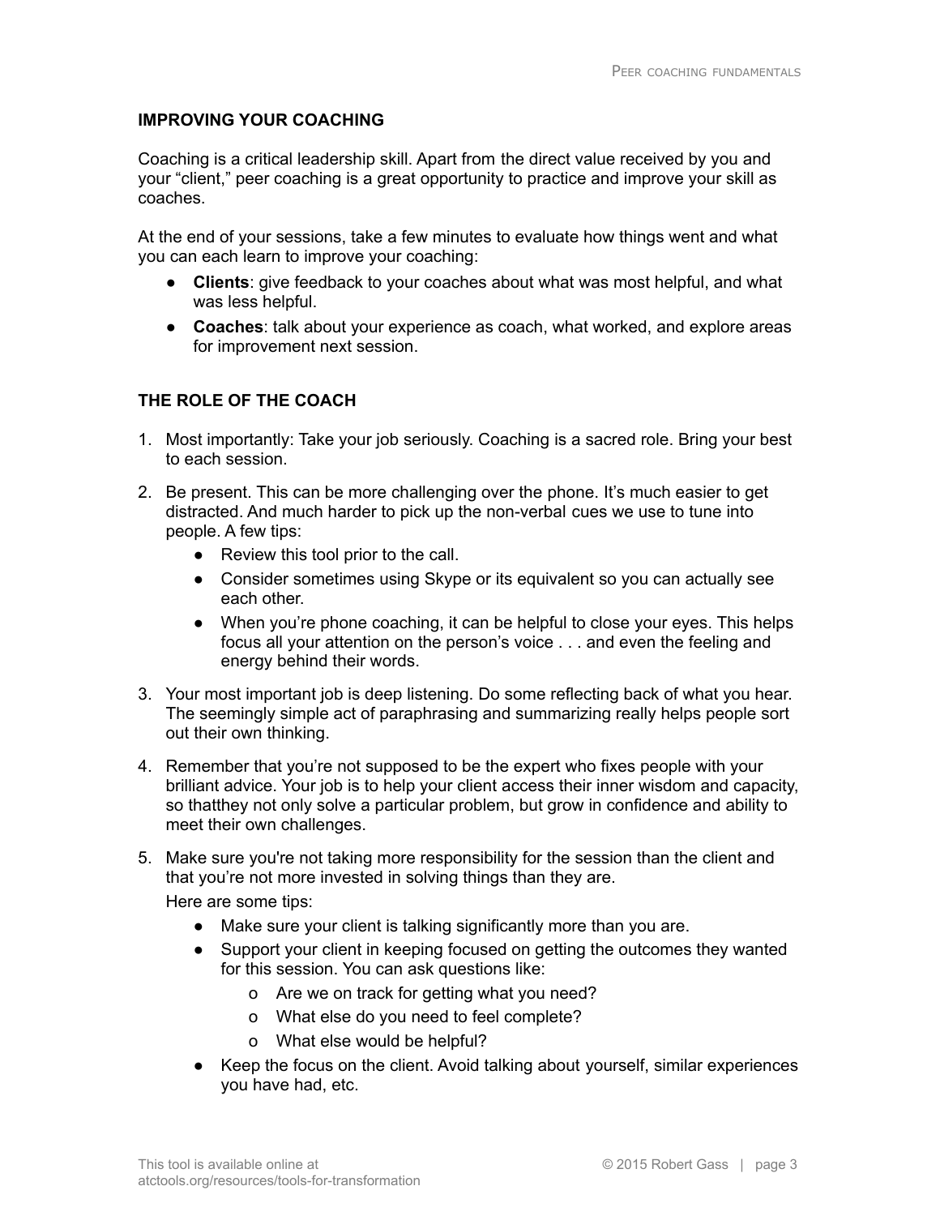## IMPROVING YOUR COACHING

Coaching is a critical leadership skill. Apart from the direct value received by you and your "client," peer coaching is a great opportunity to practice and improve your skill as coaches.

At the end of your sessions, take a few minutes to evaluate how things went and what you can each learn to improve your coaching:

- **Clients**: give feedback to your coaches about what was most helpful, and what was less helpful.
- **Coaches**: talk about your experience as coach, what worked, and explore areas for improvement next session.

## THE ROLE OF THE COACH

1. Most importantly: Take your job seriously. Coaching is a sacred role. Bring your best to each session.
2. Be present. This can be more challenging over the phone. It's much easier to get distracted. And much harder to pick up the non-verbal cues we use to tune into people. A few tips:
   - Review this tool prior to the call.
   - Consider sometimes using Skype or its equivalent so you can actually see each other.
   - When you're phone coaching, it can be helpful to close your eyes. This helps focus all your attention on the person's voice . . . and even the feeling and energy behind their words.
3. Your most important job is deep listening. Do some reflecting back of what you hear. The seemingly simple act of paraphrasing and summarizing really helps people sort out their own thinking.
4. Remember that you're not supposed to be the expert who fixes people with your brilliant advice. Your job is to help your client access their inner wisdom and capacity, so thatthey not only solve a particular problem, but grow in confidence and ability to meet their own challenges.
5. Make sure you're not taking more responsibility for the session than the client and that you're not more invested in solving things than they are.

   Here are some tips:
   - Make sure your client is talking significantly more than you are.
   - Support your client in keeping focused on getting the outcomes they wanted for this session. You can ask questions like:
     - Are we on track for getting what you need?
     - What else do you need to feel complete?
     - What else would be helpful?
   - Keep the focus on the client. Avoid talking about yourself, similar experiences you have had, etc.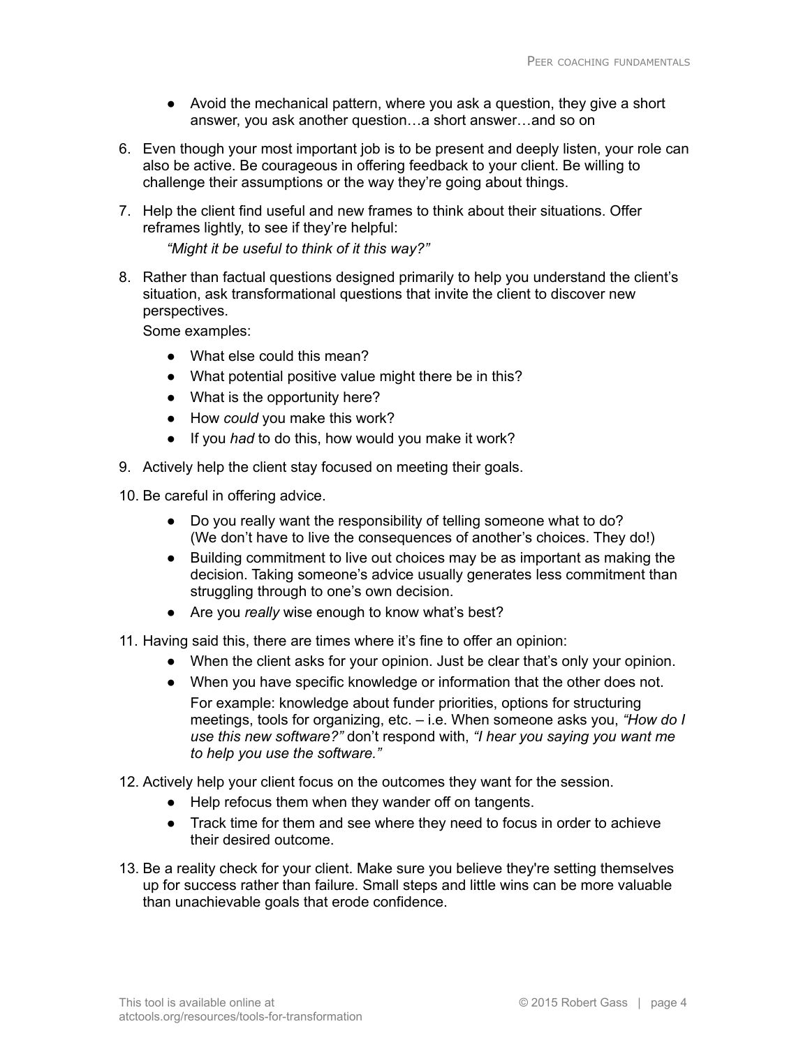- Avoid the mechanical pattern, where you ask a question, they give a short answer, you ask another question…a short answer…and so on

6. Even though your most important job is to be present and deeply listen, your role can also be active. Be courageous in offering feedback to your client. Be willing to challenge their assumptions or the way they're going about things.

7. Help the client find useful and new frames to think about their situations. Offer reframes lightly, to see if they're helpful:

   *"Might it be useful to think of it this way?"*

8. Rather than factual questions designed primarily to help you understand the client's situation, ask transformational questions that invite the client to discover new perspectives.

   Some examples:

   - What else could this mean?
   - What potential positive value might there be in this?
   - What is the opportunity here?
   - How *could* you make this work?
   - If you *had* to do this, how would you make it work?

9. Actively help the client stay focused on meeting their goals.

10. Be careful in offering advice.

    - Do you really want the responsibility of telling someone what to do? (We don't have to live the consequences of another's choices. They do!)
    - Building commitment to live out choices may be as important as making the decision. Taking someone's advice usually generates less commitment than struggling through to one's own decision.
    - Are you *really* wise enough to know what's best?

11. Having said this, there are times where it's fine to offer an opinion:

    - When the client asks for your opinion. Just be clear that's only your opinion.
    - When you have specific knowledge or information that the other does not.

      For example: knowledge about funder priorities, options for structuring meetings, tools for organizing, etc. – i.e. When someone asks you, *"How do I use this new software?"* don't respond with, *"I hear you saying you want me to help you use the software."*

12. Actively help your client focus on the outcomes they want for the session.

    - Help refocus them when they wander off on tangents.
    - Track time for them and see where they need to focus in order to achieve their desired outcome.

13. Be a reality check for your client. Make sure you believe they're setting themselves up for success rather than failure. Small steps and little wins can be more valuable than unachievable goals that erode confidence.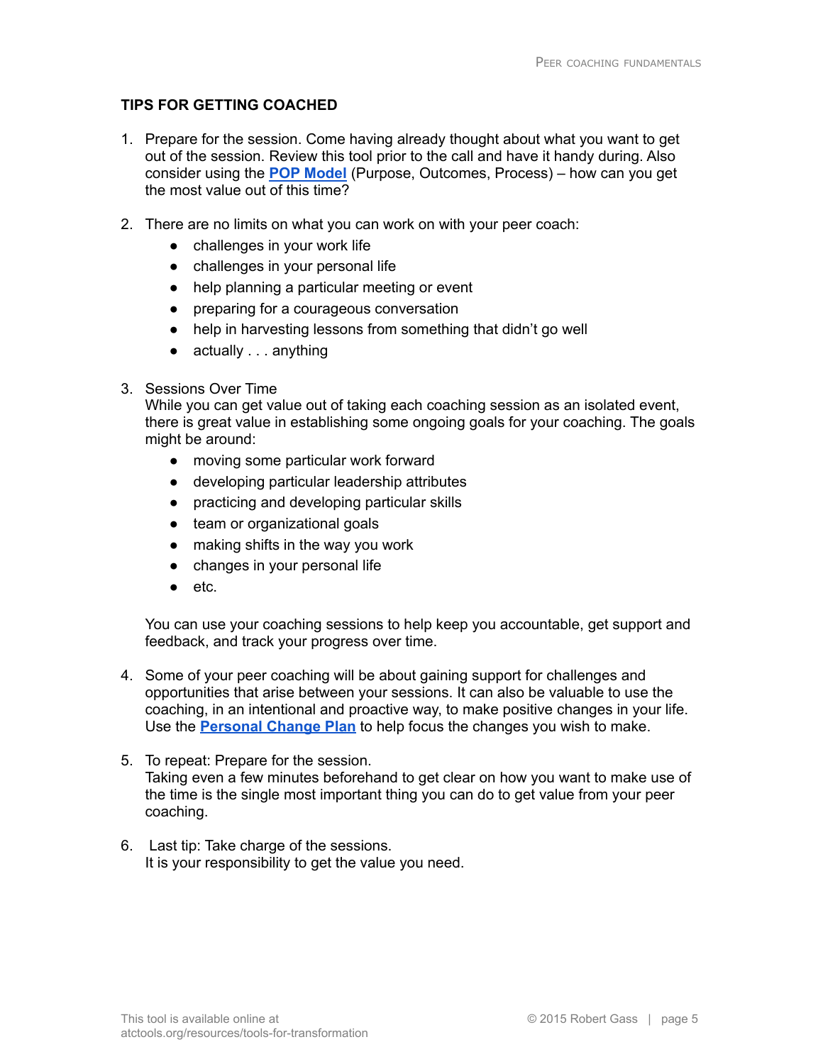## TIPS FOR GETTING COACHED

1. Prepare for the session. Come having already thought about what you want to get out of the session. Review this tool prior to the call and have it handy during. Also consider using the **POP Model** (Purpose, Outcomes, Process) – how can you get the most value out of this time?

2. There are no limits on what you can work on with your peer coach:
   - challenges in your work life
   - challenges in your personal life
   - help planning a particular meeting or event
   - preparing for a courageous conversation
   - help in harvesting lessons from something that didn't go well
   - actually . . . anything

3. Sessions Over Time
   While you can get value out of taking each coaching session as an isolated event, there is great value in establishing some ongoing goals for your coaching. The goals might be around:
   - moving some particular work forward
   - developing particular leadership attributes
   - practicing and developing particular skills
   - team or organizational goals
   - making shifts in the way you work
   - changes in your personal life
   - etc.

   You can use your coaching sessions to help keep you accountable, get support and feedback, and track your progress over time.

4. Some of your peer coaching will be about gaining support for challenges and opportunities that arise between your sessions. It can also be valuable to use the coaching, in an intentional and proactive way, to make positive changes in your life. Use the **Personal Change Plan** to help focus the changes you wish to make.

5. To repeat: Prepare for the session.
   Taking even a few minutes beforehand to get clear on how you want to make use of the time is the single most important thing you can do to get value from your peer coaching.

6. Last tip: Take charge of the sessions.
   It is your responsibility to get the value you need.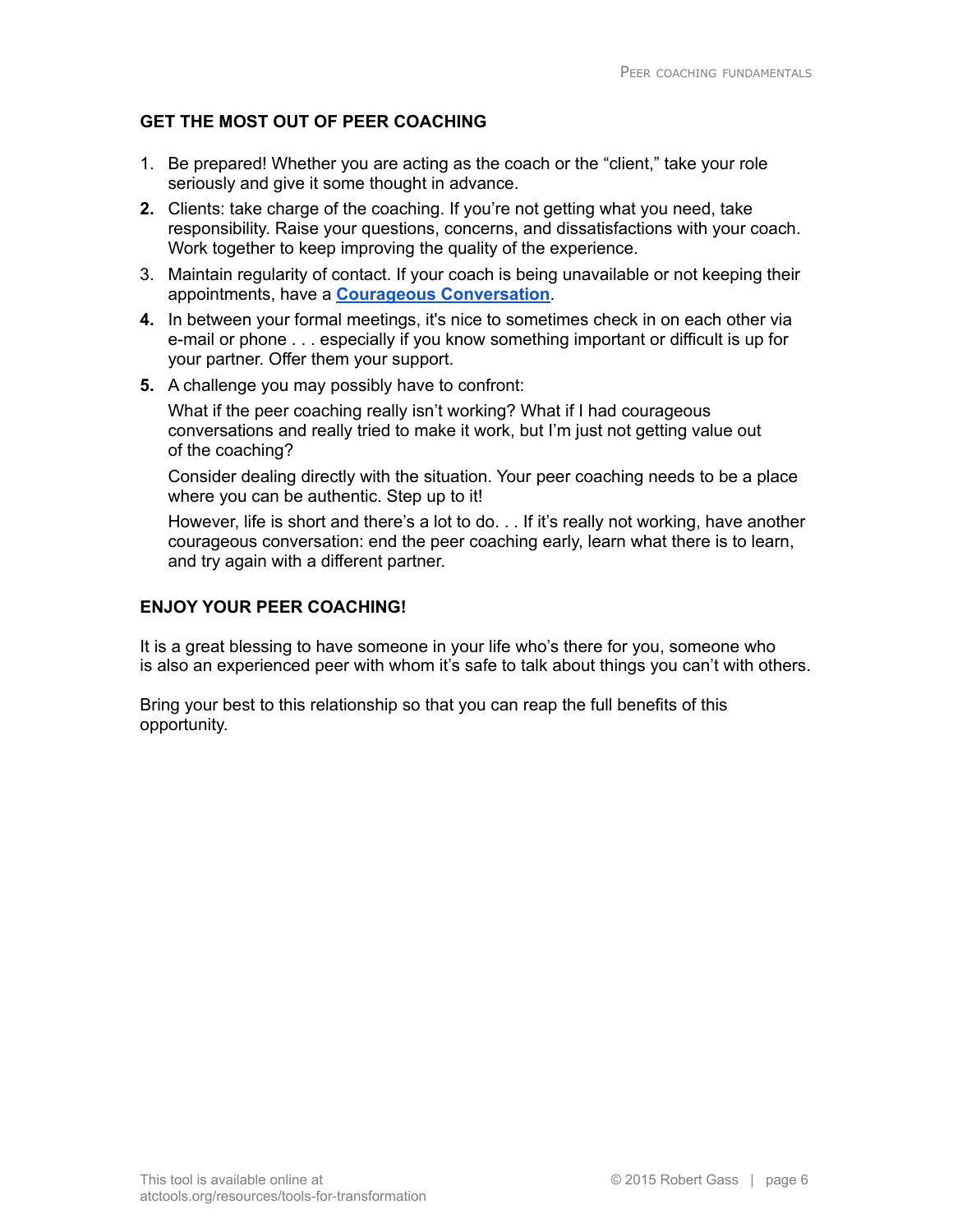## GET THE MOST OUT OF PEER COACHING

1. Be prepared! Whether you are acting as the coach or the "client," take your role seriously and give it some thought in advance.
2. Clients: take charge of the coaching. If you're not getting what you need, take responsibility. Raise your questions, concerns, and dissatisfactions with your coach. Work together to keep improving the quality of the experience.
3. Maintain regularity of contact. If your coach is being unavailable or not keeping their appointments, have a **Courageous Conversation**.
4. In between your formal meetings, it's nice to sometimes check in on each other via e-mail or phone . . . especially if you know something important or difficult is up for your partner. Offer them your support.
5. A challenge you may possibly have to confront:

   What if the peer coaching really isn't working? What if I had courageous conversations and really tried to make it work, but I'm just not getting value out of the coaching?

   Consider dealing directly with the situation. Your peer coaching needs to be a place where you can be authentic. Step up to it!

   However, life is short and there's a lot to do. . . If it's really not working, have another courageous conversation: end the peer coaching early, learn what there is to learn, and try again with a different partner.

## ENJOY YOUR PEER COACHING!

It is a great blessing to have someone in your life who's there for you, someone who is also an experienced peer with whom it's safe to talk about things you can't with others.

Bring your best to this relationship so that you can reap the full benefits of this opportunity.